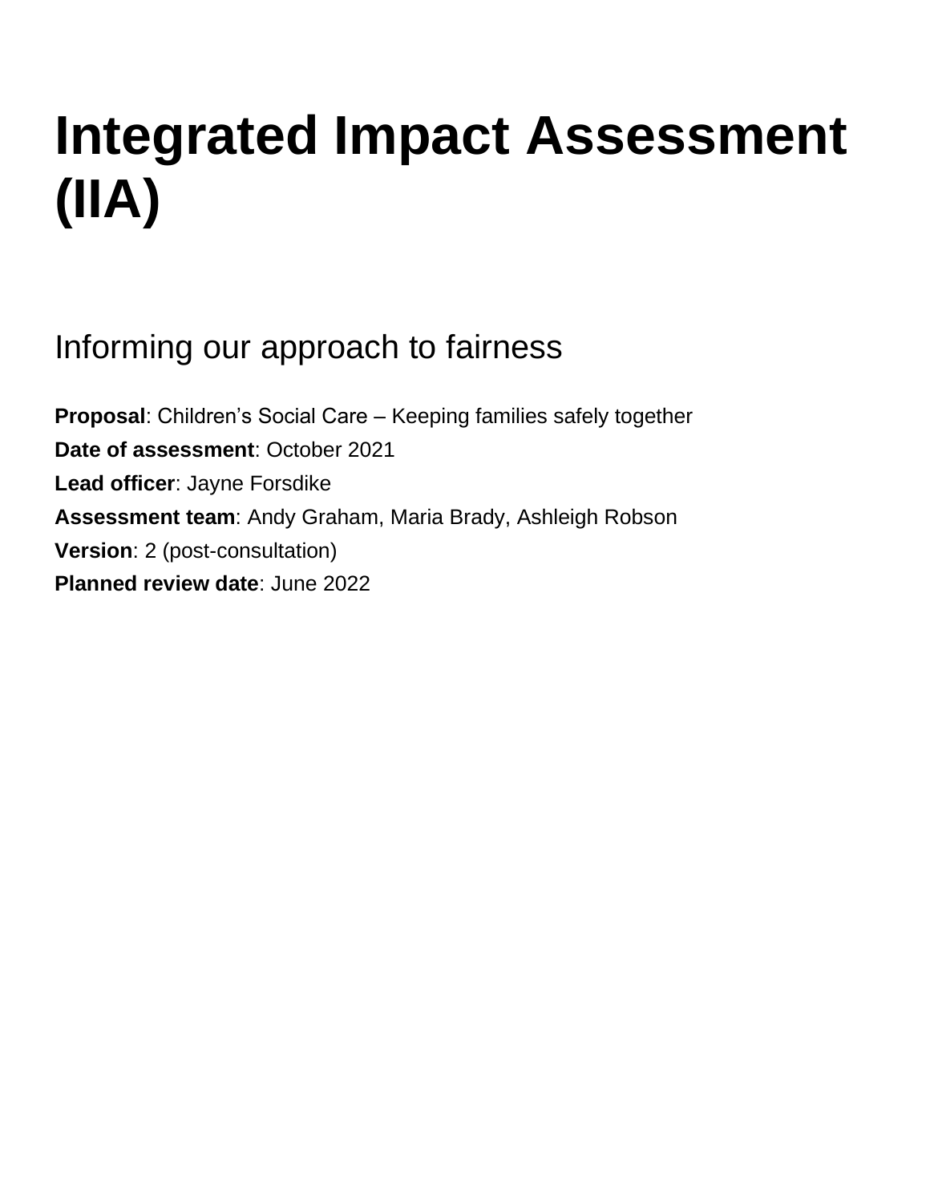# Integrated Impact Assessment (IIA)

## Informing our approach to fairness

**Proposal**: Children’s Social Care – Keeping families safely together

**Date of assessment**: October 2021

**Lead officer**: Jayne Forsdike

**Assessment team**: Andy Graham, Maria Brady, Ashleigh Robson

**Version**: 2 (post-consultation)

**Planned review date**: June 2022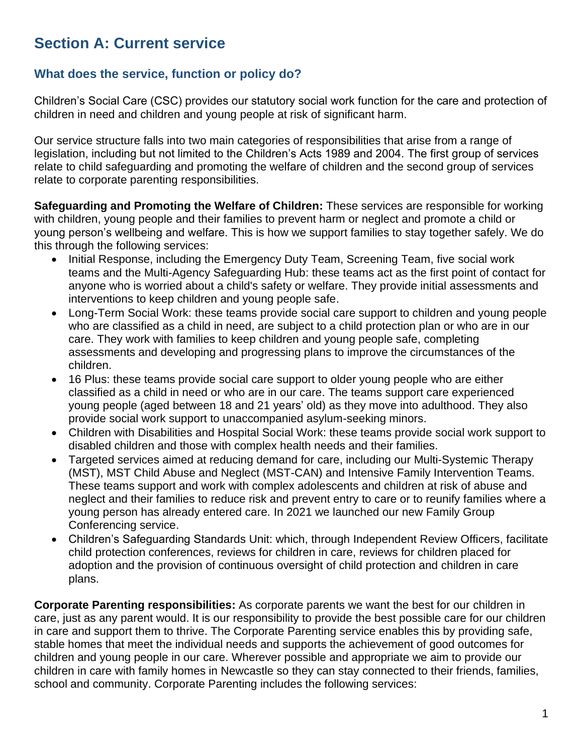## Section A: Current service

### What does the service, function or policy do?

Children's Social Care (CSC) provides our statutory social work function for the care and protection of children in need and children and young people at risk of significant harm.

Our service structure falls into two main categories of responsibilities that arise from a range of legislation, including but not limited to the Children's Acts 1989 and 2004. The first group of services relate to child safeguarding and promoting the welfare of children and the second group of services relate to corporate parenting responsibilities.

**Safeguarding and Promoting the Welfare of Children:** These services are responsible for working with children, young people and their families to prevent harm or neglect and promote a child or young person's wellbeing and welfare. This is how we support families to stay together safely. We do this through the following services:

- Initial Response, including the Emergency Duty Team, Screening Team, five social work teams and the Multi-Agency Safeguarding Hub: these teams act as the first point of contact for anyone who is worried about a child's safety or welfare. They provide initial assessments and interventions to keep children and young people safe.
- Long-Term Social Work: these teams provide social care support to children and young people who are classified as a child in need, are subject to a child protection plan or who are in our care. They work with families to keep children and young people safe, completing assessments and developing and progressing plans to improve the circumstances of the children.
- 16 Plus: these teams provide social care support to older young people who are either classified as a child in need or who are in our care. The teams support care experienced young people (aged between 18 and 21 years' old) as they move into adulthood. They also provide social work support to unaccompanied asylum-seeking minors.
- Children with Disabilities and Hospital Social Work: these teams provide social work support to disabled children and those with complex health needs and their families.
- Targeted services aimed at reducing demand for care, including our Multi-Systemic Therapy (MST), MST Child Abuse and Neglect (MST-CAN) and Intensive Family Intervention Teams. These teams support and work with complex adolescents and children at risk of abuse and neglect and their families to reduce risk and prevent entry to care or to reunify families where a young person has already entered care. In 2021 we launched our new Family Group Conferencing service.
- Children's Safeguarding Standards Unit: which, through Independent Review Officers, facilitate child protection conferences, reviews for children in care, reviews for children placed for adoption and the provision of continuous oversight of child protection and children in care plans.

**Corporate Parenting responsibilities:** As corporate parents we want the best for our children in care, just as any parent would. It is our responsibility to provide the best possible care for our children in care and support them to thrive. The Corporate Parenting service enables this by providing safe, stable homes that meet the individual needs and supports the achievement of good outcomes for children and young people in our care. Wherever possible and appropriate we aim to provide our children in care with family homes in Newcastle so they can stay connected to their friends, families, school and community. Corporate Parenting includes the following services: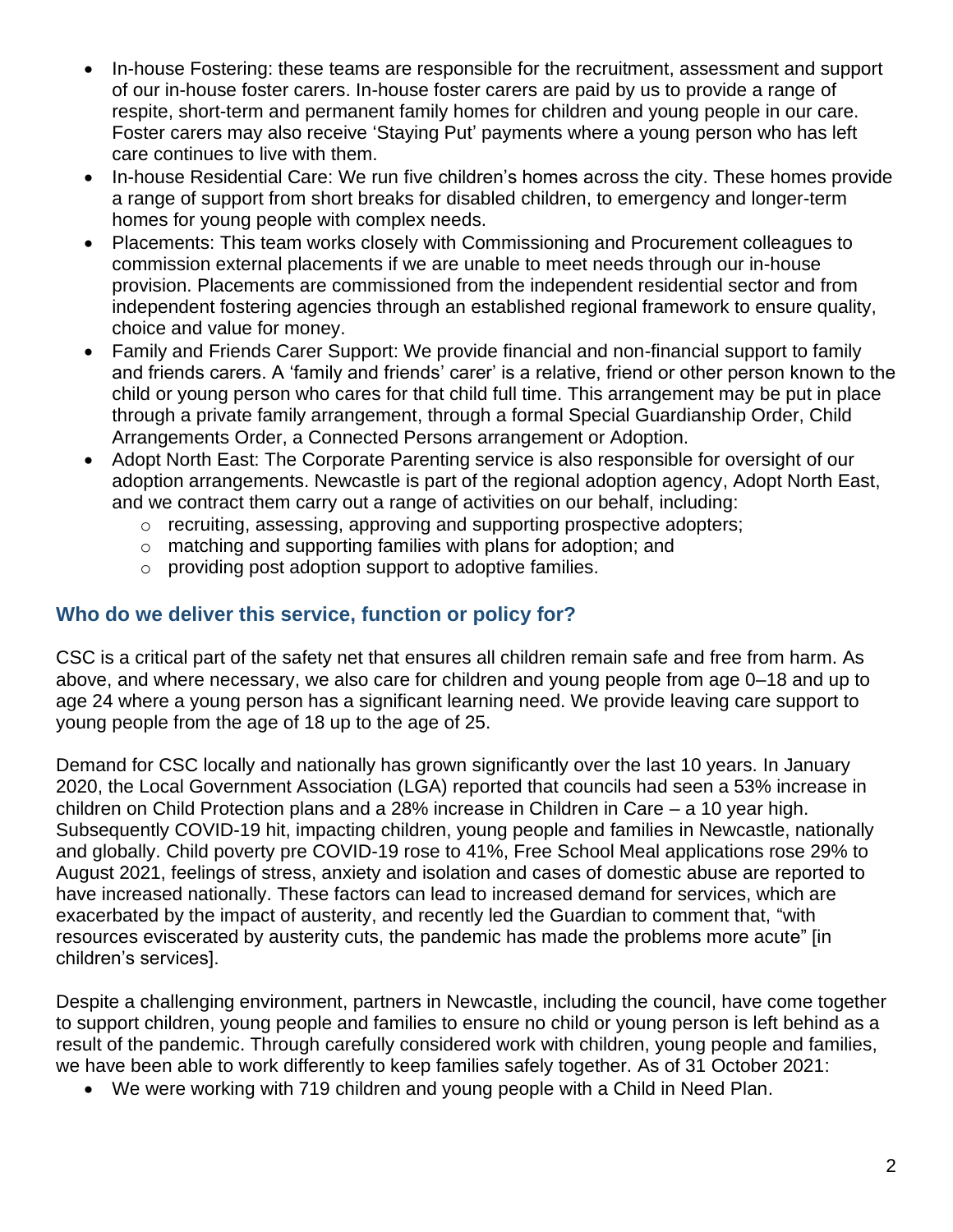- In-house Fostering: these teams are responsible for the recruitment, assessment and support of our in-house foster carers. In-house foster carers are paid by us to provide a range of respite, short-term and permanent family homes for children and young people in our care. Foster carers may also receive 'Staying Put' payments where a young person who has left care continues to live with them.
- In-house Residential Care: We run five children's homes across the city. These homes provide a range of support from short breaks for disabled children, to emergency and longer-term homes for young people with complex needs.
- Placements: This team works closely with Commissioning and Procurement colleagues to commission external placements if we are unable to meet needs through our in-house provision. Placements are commissioned from the independent residential sector and from independent fostering agencies through an established regional framework to ensure quality, choice and value for money.
- Family and Friends Carer Support: We provide financial and non-financial support to family and friends carers. A 'family and friends' carer' is a relative, friend or other person known to the child or young person who cares for that child full time. This arrangement may be put in place through a private family arrangement, through a formal Special Guardianship Order, Child Arrangements Order, a Connected Persons arrangement or Adoption.
- Adopt North East: The Corporate Parenting service is also responsible for oversight of our adoption arrangements. Newcastle is part of the regional adoption agency, Adopt North East, and we contract them carry out a range of activities on our behalf, including:
  - recruiting, assessing, approving and supporting prospective adopters;
  - matching and supporting families with plans for adoption; and
  - providing post adoption support to adoptive families.

### Who do we deliver this service, function or policy for?

CSC is a critical part of the safety net that ensures all children remain safe and free from harm. As above, and where necessary, we also care for children and young people from age 0–18 and up to age 24 where a young person has a significant learning need. We provide leaving care support to young people from the age of 18 up to the age of 25.

Demand for CSC locally and nationally has grown significantly over the last 10 years. In January 2020, the Local Government Association (LGA) reported that councils had seen a 53% increase in children on Child Protection plans and a 28% increase in Children in Care – a 10 year high. Subsequently COVID-19 hit, impacting children, young people and families in Newcastle, nationally and globally. Child poverty pre COVID-19 rose to 41%, Free School Meal applications rose 29% to August 2021, feelings of stress, anxiety and isolation and cases of domestic abuse are reported to have increased nationally. These factors can lead to increased demand for services, which are exacerbated by the impact of austerity, and recently led the Guardian to comment that, "with resources eviscerated by austerity cuts, the pandemic has made the problems more acute" [in children's services].

Despite a challenging environment, partners in Newcastle, including the council, have come together to support children, young people and families to ensure no child or young person is left behind as a result of the pandemic. Through carefully considered work with children, young people and families, we have been able to work differently to keep families safely together. As of 31 October 2021:

- We were working with 719 children and young people with a Child in Need Plan.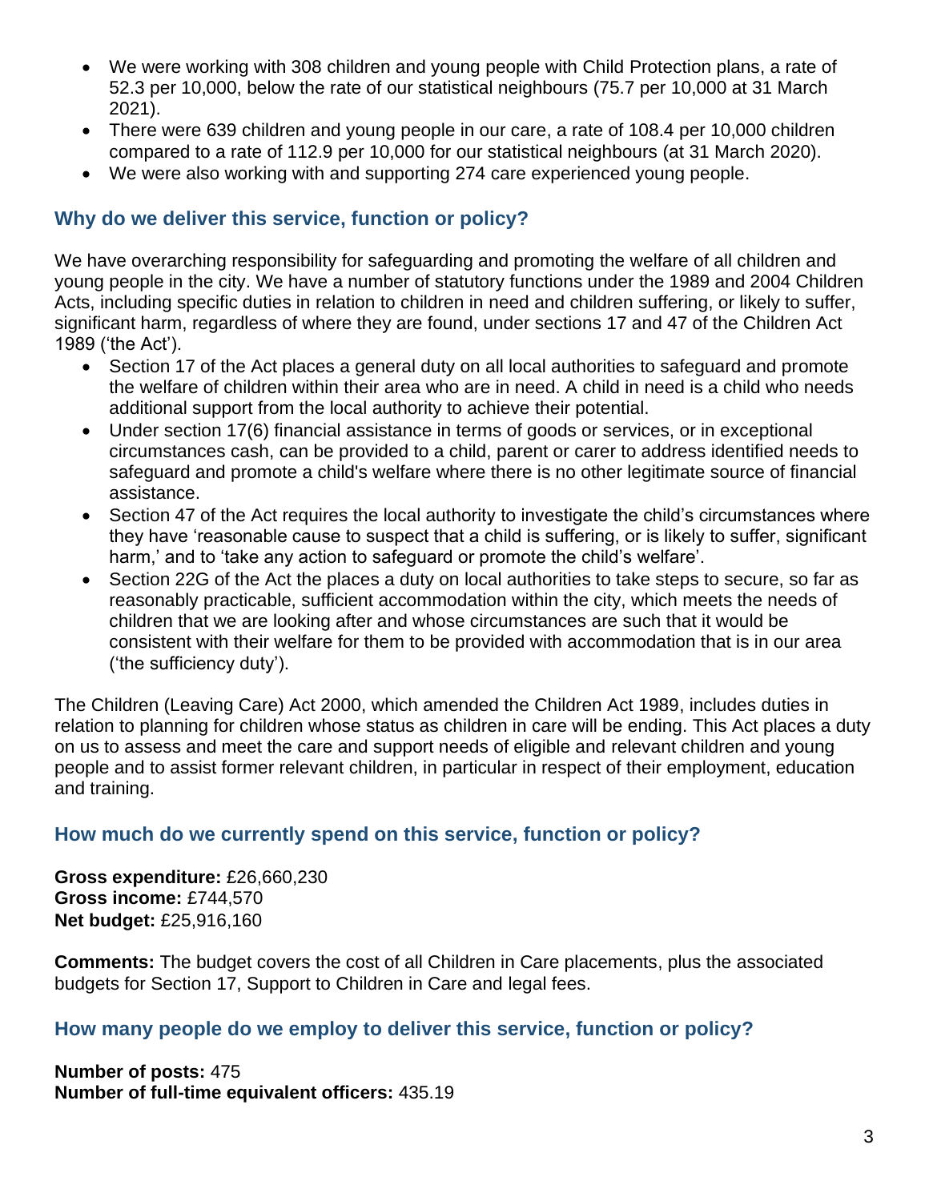- We were working with 308 children and young people with Child Protection plans, a rate of 52.3 per 10,000, below the rate of our statistical neighbours (75.7 per 10,000 at 31 March 2021).
- There were 639 children and young people in our care, a rate of 108.4 per 10,000 children compared to a rate of 112.9 per 10,000 for our statistical neighbours (at 31 March 2020).
- We were also working with and supporting 274 care experienced young people.

## Why do we deliver this service, function or policy?

We have overarching responsibility for safeguarding and promoting the welfare of all children and young people in the city. We have a number of statutory functions under the 1989 and 2004 Children Acts, including specific duties in relation to children in need and children suffering, or likely to suffer, significant harm, regardless of where they are found, under sections 17 and 47 of the Children Act 1989 ('the Act').

- Section 17 of the Act places a general duty on all local authorities to safeguard and promote the welfare of children within their area who are in need. A child in need is a child who needs additional support from the local authority to achieve their potential.
- Under section 17(6) financial assistance in terms of goods or services, or in exceptional circumstances cash, can be provided to a child, parent or carer to address identified needs to safeguard and promote a child's welfare where there is no other legitimate source of financial assistance.
- Section 47 of the Act requires the local authority to investigate the child's circumstances where they have 'reasonable cause to suspect that a child is suffering, or is likely to suffer, significant harm,' and to 'take any action to safeguard or promote the child's welfare'.
- Section 22G of the Act the places a duty on local authorities to take steps to secure, so far as reasonably practicable, sufficient accommodation within the city, which meets the needs of children that we are looking after and whose circumstances are such that it would be consistent with their welfare for them to be provided with accommodation that is in our area ('the sufficiency duty').

The Children (Leaving Care) Act 2000, which amended the Children Act 1989, includes duties in relation to planning for children whose status as children in care will be ending. This Act places a duty on us to assess and meet the care and support needs of eligible and relevant children and young people and to assist former relevant children, in particular in respect of their employment, education and training.

## How much do we currently spend on this service, function or policy?

**Gross expenditure:** £26,660,230
**Gross income:** £744,570
**Net budget:** £25,916,160

**Comments:** The budget covers the cost of all Children in Care placements, plus the associated budgets for Section 17, Support to Children in Care and legal fees.

## How many people do we employ to deliver this service, function or policy?

**Number of posts:** 475
**Number of full-time equivalent officers:** 435.19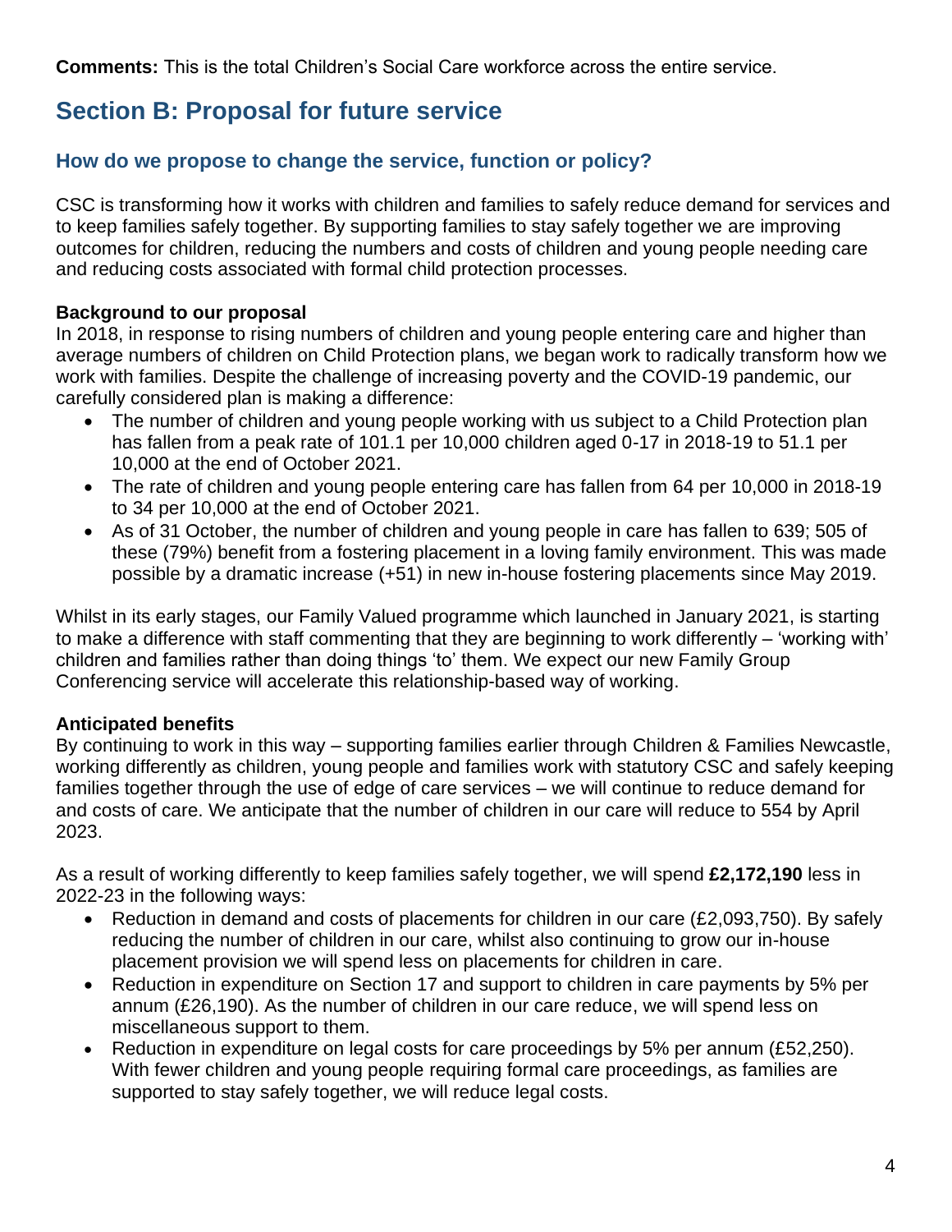**Comments:** This is the total Children's Social Care workforce across the entire service.

## Section B: Proposal for future service

### How do we propose to change the service, function or policy?

CSC is transforming how it works with children and families to safely reduce demand for services and to keep families safely together. By supporting families to stay safely together we are improving outcomes for children, reducing the numbers and costs of children and young people needing care and reducing costs associated with formal child protection processes.

**Background to our proposal**

In 2018, in response to rising numbers of children and young people entering care and higher than average numbers of children on Child Protection plans, we began work to radically transform how we work with families. Despite the challenge of increasing poverty and the COVID-19 pandemic, our carefully considered plan is making a difference:

- The number of children and young people working with us subject to a Child Protection plan has fallen from a peak rate of 101.1 per 10,000 children aged 0-17 in 2018-19 to 51.1 per 10,000 at the end of October 2021.
- The rate of children and young people entering care has fallen from 64 per 10,000 in 2018-19 to 34 per 10,000 at the end of October 2021.
- As of 31 October, the number of children and young people in care has fallen to 639; 505 of these (79%) benefit from a fostering placement in a loving family environment. This was made possible by a dramatic increase (+51) in new in-house fostering placements since May 2019.

Whilst in its early stages, our Family Valued programme which launched in January 2021, is starting to make a difference with staff commenting that they are beginning to work differently – 'working with' children and families rather than doing things 'to' them. We expect our new Family Group Conferencing service will accelerate this relationship-based way of working.

**Anticipated benefits**

By continuing to work in this way – supporting families earlier through Children & Families Newcastle, working differently as children, young people and families work with statutory CSC and safely keeping families together through the use of edge of care services – we will continue to reduce demand for and costs of care. We anticipate that the number of children in our care will reduce to 554 by April 2023.

As a result of working differently to keep families safely together, we will spend **£2,172,190** less in 2022-23 in the following ways:

- Reduction in demand and costs of placements for children in our care (£2,093,750). By safely reducing the number of children in our care, whilst also continuing to grow our in-house placement provision we will spend less on placements for children in care.
- Reduction in expenditure on Section 17 and support to children in care payments by 5% per annum (£26,190). As the number of children in our care reduce, we will spend less on miscellaneous support to them.
- Reduction in expenditure on legal costs for care proceedings by 5% per annum (£52,250). With fewer children and young people requiring formal care proceedings, as families are supported to stay safely together, we will reduce legal costs.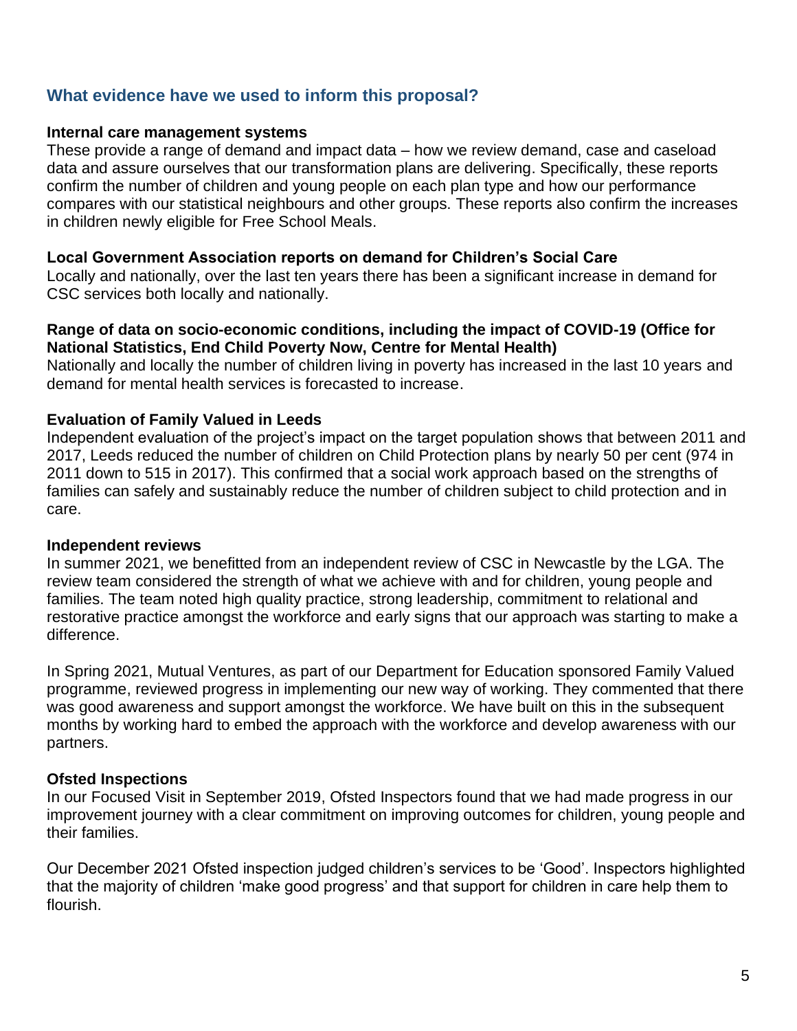## What evidence have we used to inform this proposal?

**Internal care management systems**
These provide a range of demand and impact data – how we review demand, case and caseload data and assure ourselves that our transformation plans are delivering. Specifically, these reports confirm the number of children and young people on each plan type and how our performance compares with our statistical neighbours and other groups. These reports also confirm the increases in children newly eligible for Free School Meals.

**Local Government Association reports on demand for Children's Social Care**
Locally and nationally, over the last ten years there has been a significant increase in demand for CSC services both locally and nationally.

**Range of data on socio-economic conditions, including the impact of COVID-19 (Office for National Statistics, End Child Poverty Now, Centre for Mental Health)**
Nationally and locally the number of children living in poverty has increased in the last 10 years and demand for mental health services is forecasted to increase.

**Evaluation of Family Valued in Leeds**
Independent evaluation of the project's impact on the target population shows that between 2011 and 2017, Leeds reduced the number of children on Child Protection plans by nearly 50 per cent (974 in 2011 down to 515 in 2017). This confirmed that a social work approach based on the strengths of families can safely and sustainably reduce the number of children subject to child protection and in care.

**Independent reviews**
In summer 2021, we benefitted from an independent review of CSC in Newcastle by the LGA. The review team considered the strength of what we achieve with and for children, young people and families. The team noted high quality practice, strong leadership, commitment to relational and restorative practice amongst the workforce and early signs that our approach was starting to make a difference.

In Spring 2021, Mutual Ventures, as part of our Department for Education sponsored Family Valued programme, reviewed progress in implementing our new way of working. They commented that there was good awareness and support amongst the workforce. We have built on this in the subsequent months by working hard to embed the approach with the workforce and develop awareness with our partners.

**Ofsted Inspections**
In our Focused Visit in September 2019, Ofsted Inspectors found that we had made progress in our improvement journey with a clear commitment on improving outcomes for children, young people and their families.

Our December 2021 Ofsted inspection judged children's services to be 'Good'. Inspectors highlighted that the majority of children 'make good progress' and that support for children in care help them to flourish.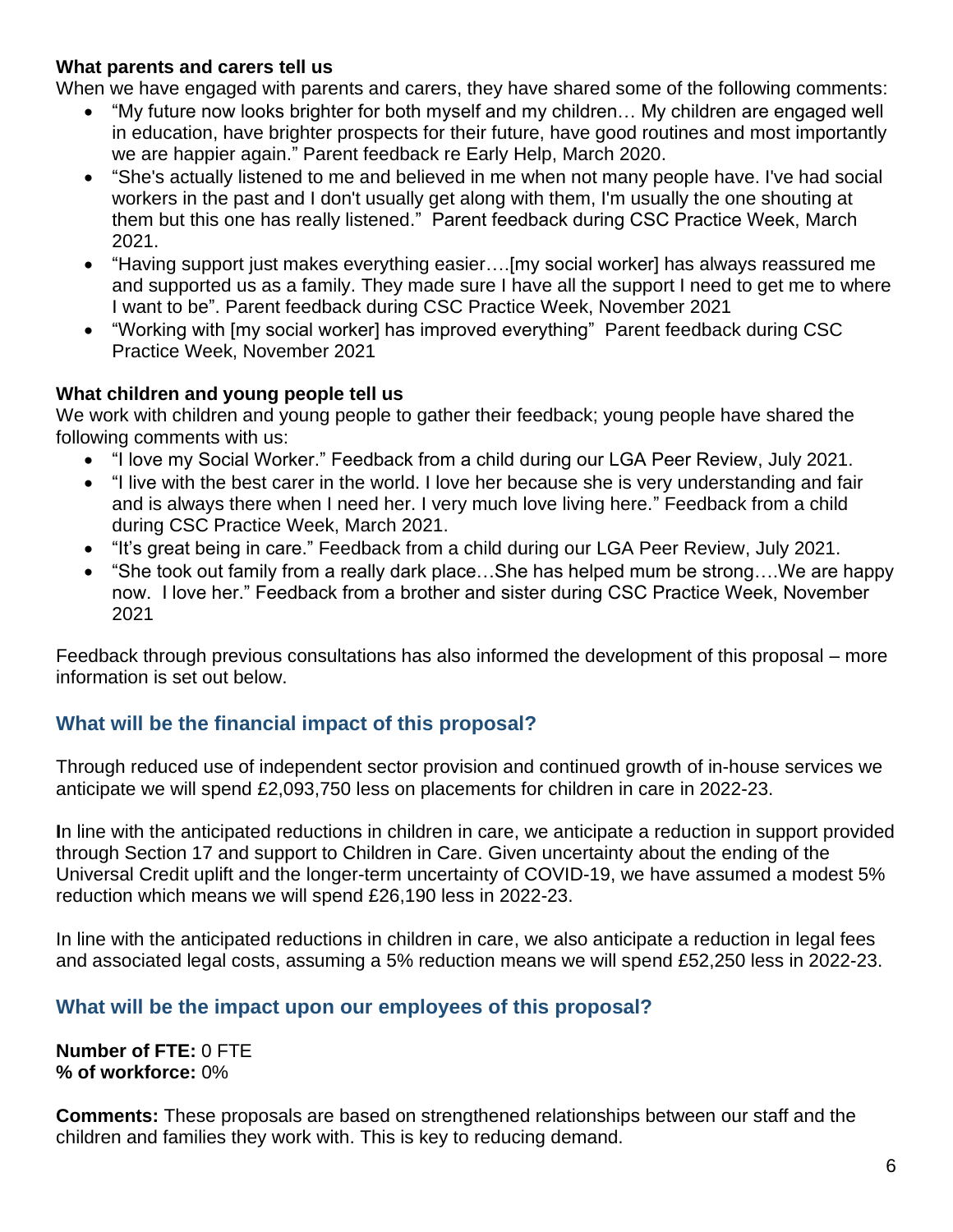**What parents and carers tell us**

When we have engaged with parents and carers, they have shared some of the following comments:

- "My future now looks brighter for both myself and my children… My children are engaged well in education, have brighter prospects for their future, have good routines and most importantly we are happier again." Parent feedback re Early Help, March 2020.
- "She's actually listened to me and believed in me when not many people have. I've had social workers in the past and I don't usually get along with them, I'm usually the one shouting at them but this one has really listened." Parent feedback during CSC Practice Week, March 2021.
- "Having support just makes everything easier….[my social worker] has always reassured me and supported us as a family. They made sure I have all the support I need to get me to where I want to be". Parent feedback during CSC Practice Week, November 2021
- "Working with [my social worker] has improved everything" Parent feedback during CSC Practice Week, November 2021

**What children and young people tell us**

We work with children and young people to gather their feedback; young people have shared the following comments with us:

- "I love my Social Worker." Feedback from a child during our LGA Peer Review, July 2021.
- "I live with the best carer in the world. I love her because she is very understanding and fair and is always there when I need her. I very much love living here." Feedback from a child during CSC Practice Week, March 2021.
- "It's great being in care." Feedback from a child during our LGA Peer Review, July 2021.
- "She took out family from a really dark place…She has helped mum be strong….We are happy now. I love her." Feedback from a brother and sister during CSC Practice Week, November 2021

Feedback through previous consultations has also informed the development of this proposal – more information is set out below.

## What will be the financial impact of this proposal?

Through reduced use of independent sector provision and continued growth of in-house services we anticipate we will spend £2,093,750 less on placements for children in care in 2022-23.

In line with the anticipated reductions in children in care, we anticipate a reduction in support provided through Section 17 and support to Children in Care. Given uncertainty about the ending of the Universal Credit uplift and the longer-term uncertainty of COVID-19, we have assumed a modest 5% reduction which means we will spend £26,190 less in 2022-23.

In line with the anticipated reductions in children in care, we also anticipate a reduction in legal fees and associated legal costs, assuming a 5% reduction means we will spend £52,250 less in 2022-23.

## What will be the impact upon our employees of this proposal?

**Number of FTE:** 0 FTE
**% of workforce:** 0%

**Comments:** These proposals are based on strengthened relationships between our staff and the children and families they work with. This is key to reducing demand.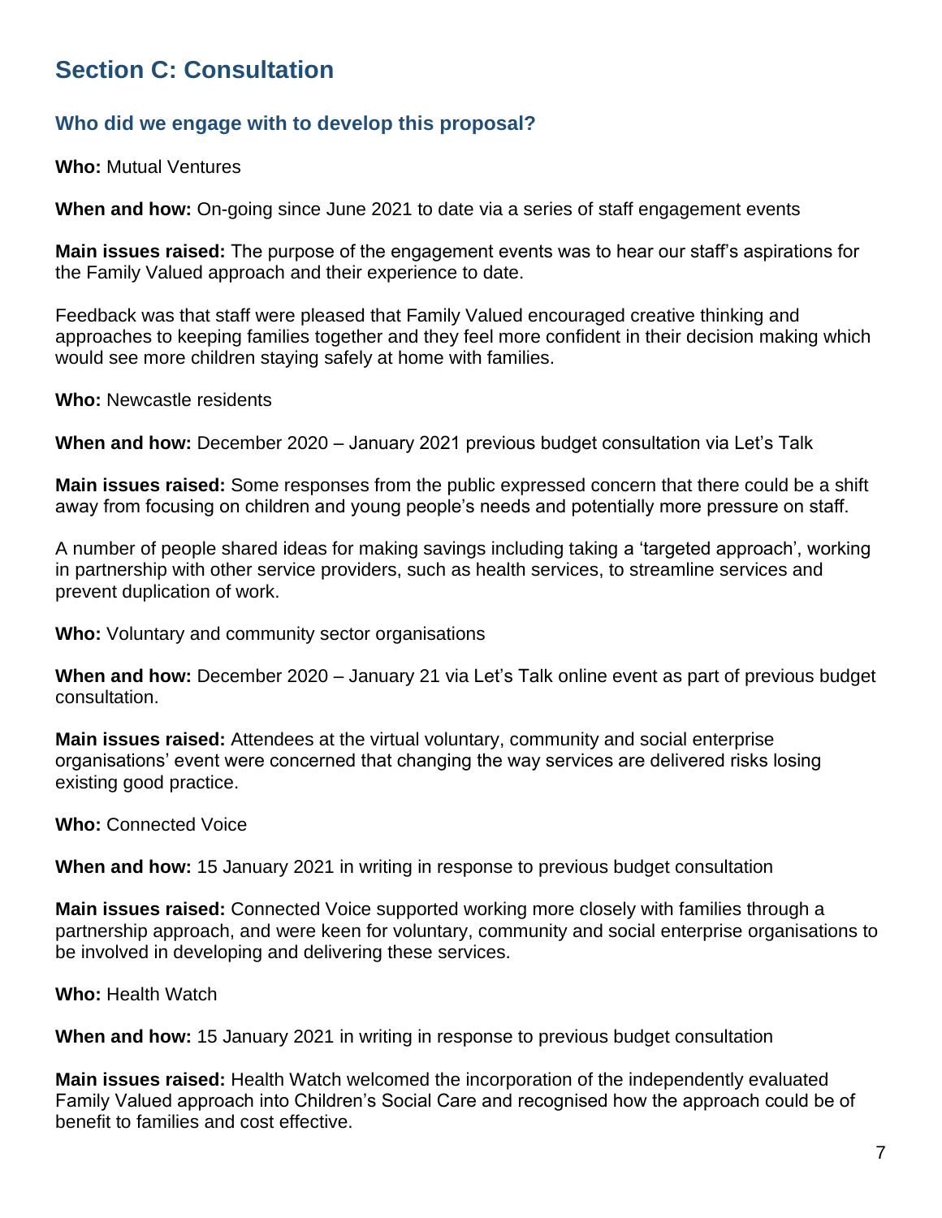## Section C: Consultation

### Who did we engage with to develop this proposal?

**Who:** Mutual Ventures

**When and how:** On-going since June 2021 to date via a series of staff engagement events

**Main issues raised:** The purpose of the engagement events was to hear our staff's aspirations for the Family Valued approach and their experience to date.

Feedback was that staff were pleased that Family Valued encouraged creative thinking and approaches to keeping families together and they feel more confident in their decision making which would see more children staying safely at home with families.

**Who:** Newcastle residents

**When and how:** December 2020 – January 2021 previous budget consultation via Let's Talk

**Main issues raised:** Some responses from the public expressed concern that there could be a shift away from focusing on children and young people's needs and potentially more pressure on staff.

A number of people shared ideas for making savings including taking a 'targeted approach', working in partnership with other service providers, such as health services, to streamline services and prevent duplication of work.

**Who:** Voluntary and community sector organisations

**When and how:** December 2020 – January 21 via Let's Talk online event as part of previous budget consultation.

**Main issues raised:** Attendees at the virtual voluntary, community and social enterprise organisations' event were concerned that changing the way services are delivered risks losing existing good practice.

**Who:** Connected Voice

**When and how:** 15 January 2021 in writing in response to previous budget consultation

**Main issues raised:** Connected Voice supported working more closely with families through a partnership approach, and were keen for voluntary, community and social enterprise organisations to be involved in developing and delivering these services.

**Who:** Health Watch

**When and how:** 15 January 2021 in writing in response to previous budget consultation

**Main issues raised:** Health Watch welcomed the incorporation of the independently evaluated Family Valued approach into Children's Social Care and recognised how the approach could be of benefit to families and cost effective.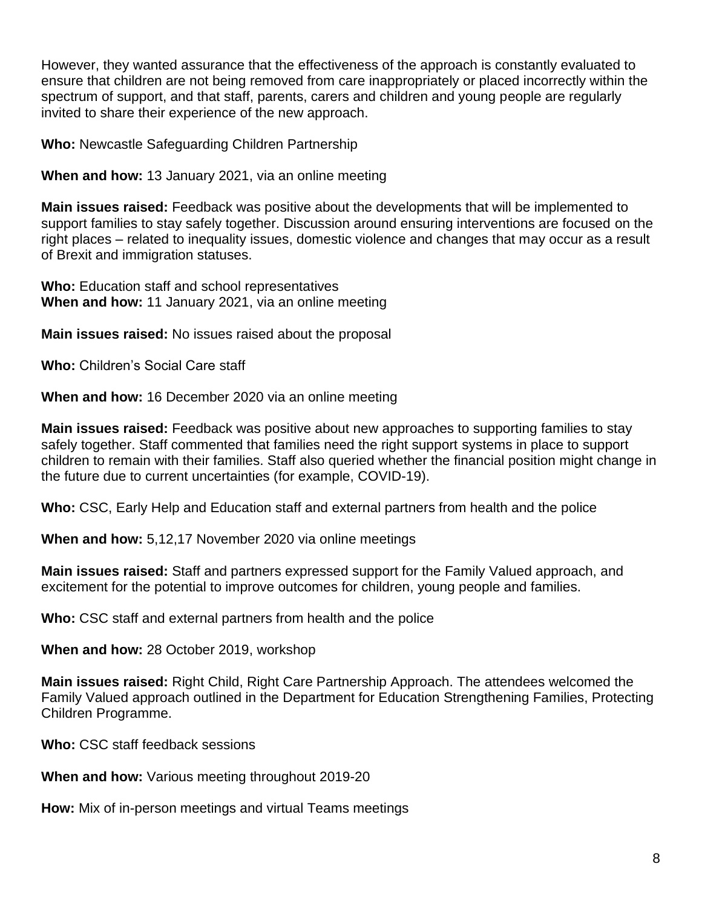However, they wanted assurance that the effectiveness of the approach is constantly evaluated to ensure that children are not being removed from care inappropriately or placed incorrectly within the spectrum of support, and that staff, parents, carers and children and young people are regularly invited to share their experience of the new approach.

**Who:** Newcastle Safeguarding Children Partnership

**When and how:** 13 January 2021, via an online meeting

**Main issues raised:** Feedback was positive about the developments that will be implemented to support families to stay safely together. Discussion around ensuring interventions are focused on the right places – related to inequality issues, domestic violence and changes that may occur as a result of Brexit and immigration statuses.

**Who:** Education staff and school representatives
**When and how:** 11 January 2021, via an online meeting

**Main issues raised:** No issues raised about the proposal

**Who:** Children's Social Care staff

**When and how:** 16 December 2020 via an online meeting

**Main issues raised:** Feedback was positive about new approaches to supporting families to stay safely together. Staff commented that families need the right support systems in place to support children to remain with their families. Staff also queried whether the financial position might change in the future due to current uncertainties (for example, COVID-19).

**Who:** CSC, Early Help and Education staff and external partners from health and the police

**When and how:** 5,12,17 November 2020 via online meetings

**Main issues raised:** Staff and partners expressed support for the Family Valued approach, and excitement for the potential to improve outcomes for children, young people and families.

**Who:** CSC staff and external partners from health and the police

**When and how:** 28 October 2019, workshop

**Main issues raised:** Right Child, Right Care Partnership Approach. The attendees welcomed the Family Valued approach outlined in the Department for Education Strengthening Families, Protecting Children Programme.

**Who:** CSC staff feedback sessions

**When and how:** Various meeting throughout 2019-20

**How:** Mix of in-person meetings and virtual Teams meetings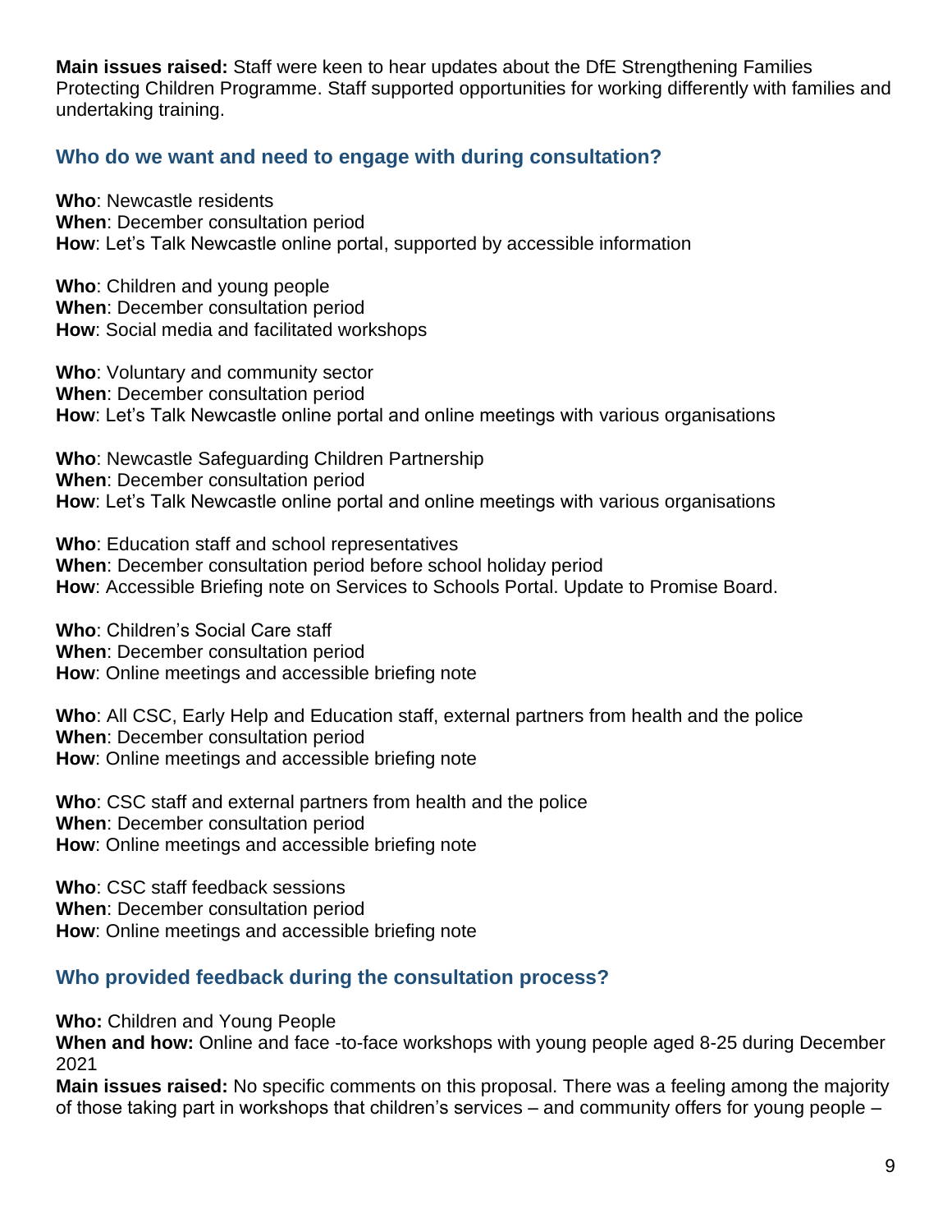**Main issues raised:** Staff were keen to hear updates about the DfE Strengthening Families Protecting Children Programme. Staff supported opportunities for working differently with families and undertaking training.

## Who do we want and need to engage with during consultation?

**Who**: Newcastle residents
**When**: December consultation period
**How**: Let's Talk Newcastle online portal, supported by accessible information

**Who**: Children and young people
**When**: December consultation period
**How**: Social media and facilitated workshops

**Who**: Voluntary and community sector
**When**: December consultation period
**How**: Let's Talk Newcastle online portal and online meetings with various organisations

**Who**: Newcastle Safeguarding Children Partnership
**When**: December consultation period
**How**: Let's Talk Newcastle online portal and online meetings with various organisations

**Who**: Education staff and school representatives
**When**: December consultation period before school holiday period
**How**: Accessible Briefing note on Services to Schools Portal. Update to Promise Board.

**Who**: Children's Social Care staff
**When**: December consultation period
**How**: Online meetings and accessible briefing note

**Who**: All CSC, Early Help and Education staff, external partners from health and the police
**When**: December consultation period
**How**: Online meetings and accessible briefing note

**Who**: CSC staff and external partners from health and the police
**When**: December consultation period
**How**: Online meetings and accessible briefing note

**Who**: CSC staff feedback sessions
**When**: December consultation period
**How**: Online meetings and accessible briefing note

## Who provided feedback during the consultation process?

**Who:** Children and Young People
**When and how:** Online and face -to-face workshops with young people aged 8-25 during December 2021
**Main issues raised:** No specific comments on this proposal. There was a feeling among the majority of those taking part in workshops that children's services – and community offers for young people –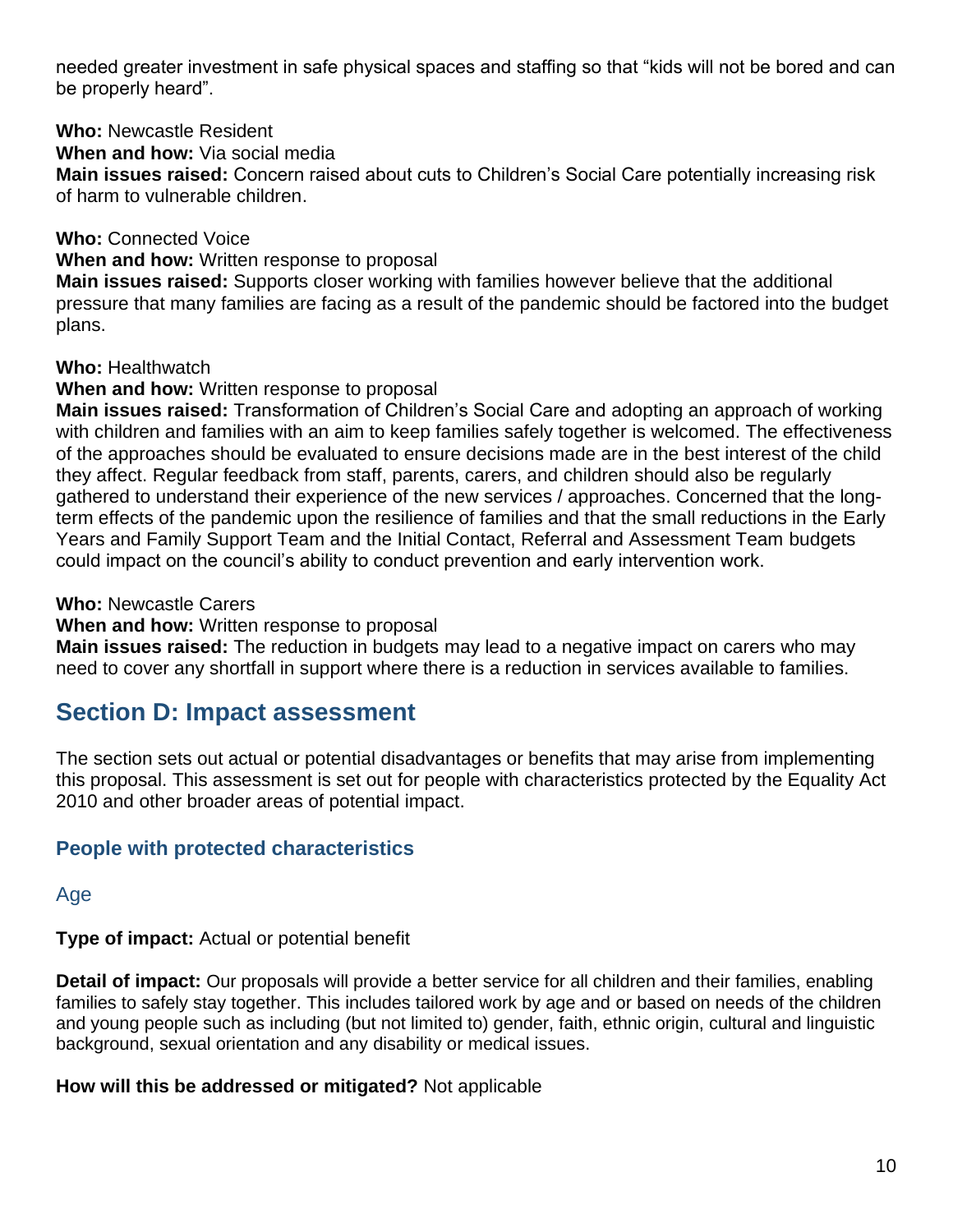needed greater investment in safe physical spaces and staffing so that "kids will not be bored and can be properly heard".

**Who:** Newcastle Resident
**When and how:** Via social media
**Main issues raised:** Concern raised about cuts to Children's Social Care potentially increasing risk of harm to vulnerable children.

**Who:** Connected Voice
**When and how:** Written response to proposal
**Main issues raised:** Supports closer working with families however believe that the additional pressure that many families are facing as a result of the pandemic should be factored into the budget plans.

**Who:** Healthwatch
**When and how:** Written response to proposal
**Main issues raised:** Transformation of Children's Social Care and adopting an approach of working with children and families with an aim to keep families safely together is welcomed. The effectiveness of the approaches should be evaluated to ensure decisions made are in the best interest of the child they affect. Regular feedback from staff, parents, carers, and children should also be regularly gathered to understand their experience of the new services / approaches. Concerned that the long-term effects of the pandemic upon the resilience of families and that the small reductions in the Early Years and Family Support Team and the Initial Contact, Referral and Assessment Team budgets could impact on the council's ability to conduct prevention and early intervention work.

**Who:** Newcastle Carers
**When and how:** Written response to proposal
**Main issues raised:** The reduction in budgets may lead to a negative impact on carers who may need to cover any shortfall in support where there is a reduction in services available to families.

## Section D: Impact assessment

The section sets out actual or potential disadvantages or benefits that may arise from implementing this proposal. This assessment is set out for people with characteristics protected by the Equality Act 2010 and other broader areas of potential impact.

### People with protected characteristics

#### Age

**Type of impact:** Actual or potential benefit

**Detail of impact:** Our proposals will provide a better service for all children and their families, enabling families to safely stay together. This includes tailored work by age and or based on needs of the children and young people such as including (but not limited to) gender, faith, ethnic origin, cultural and linguistic background, sexual orientation and any disability or medical issues.

**How will this be addressed or mitigated?** Not applicable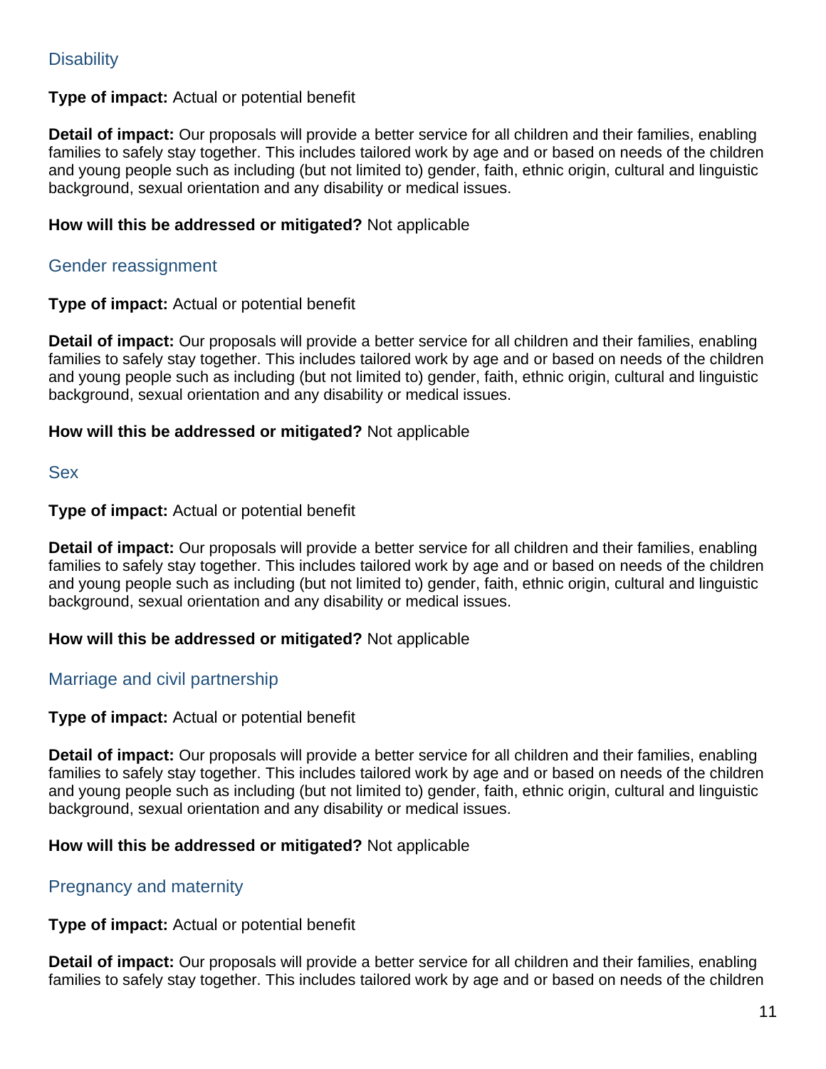### Disability

**Type of impact:** Actual or potential benefit

**Detail of impact:** Our proposals will provide a better service for all children and their families, enabling families to safely stay together. This includes tailored work by age and or based on needs of the children and young people such as including (but not limited to) gender, faith, ethnic origin, cultural and linguistic background, sexual orientation and any disability or medical issues.

**How will this be addressed or mitigated?** Not applicable

### Gender reassignment

**Type of impact:** Actual or potential benefit

**Detail of impact:** Our proposals will provide a better service for all children and their families, enabling families to safely stay together. This includes tailored work by age and or based on needs of the children and young people such as including (but not limited to) gender, faith, ethnic origin, cultural and linguistic background, sexual orientation and any disability or medical issues.

**How will this be addressed or mitigated?** Not applicable

### Sex

**Type of impact:** Actual or potential benefit

**Detail of impact:** Our proposals will provide a better service for all children and their families, enabling families to safely stay together. This includes tailored work by age and or based on needs of the children and young people such as including (but not limited to) gender, faith, ethnic origin, cultural and linguistic background, sexual orientation and any disability or medical issues.

**How will this be addressed or mitigated?** Not applicable

### Marriage and civil partnership

**Type of impact:** Actual or potential benefit

**Detail of impact:** Our proposals will provide a better service for all children and their families, enabling families to safely stay together. This includes tailored work by age and or based on needs of the children and young people such as including (but not limited to) gender, faith, ethnic origin, cultural and linguistic background, sexual orientation and any disability or medical issues.

**How will this be addressed or mitigated?** Not applicable

### Pregnancy and maternity

**Type of impact:** Actual or potential benefit

**Detail of impact:** Our proposals will provide a better service for all children and their families, enabling families to safely stay together. This includes tailored work by age and or based on needs of the children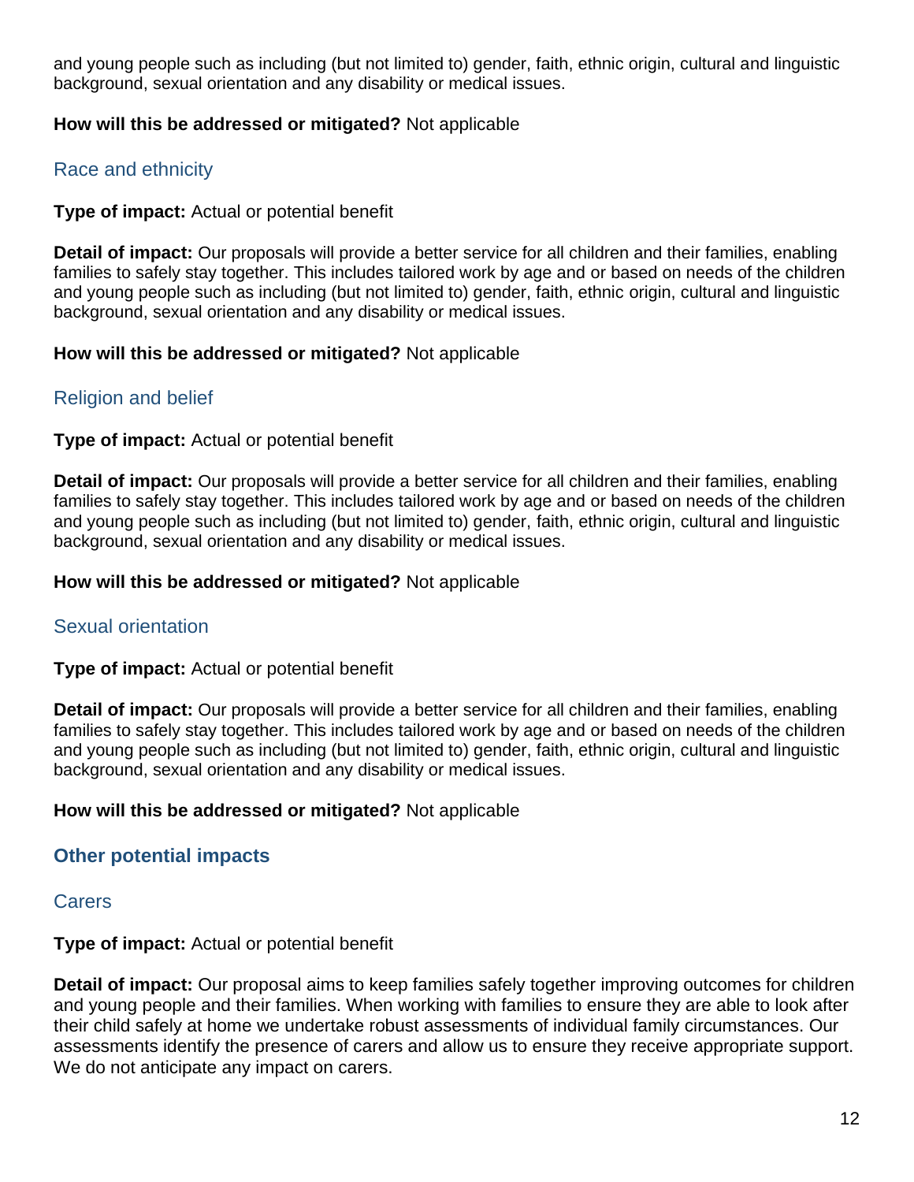and young people such as including (but not limited to) gender, faith, ethnic origin, cultural and linguistic background, sexual orientation and any disability or medical issues.

**How will this be addressed or mitigated?** Not applicable

### Race and ethnicity

**Type of impact:** Actual or potential benefit

**Detail of impact:** Our proposals will provide a better service for all children and their families, enabling families to safely stay together. This includes tailored work by age and or based on needs of the children and young people such as including (but not limited to) gender, faith, ethnic origin, cultural and linguistic background, sexual orientation and any disability or medical issues.

**How will this be addressed or mitigated?** Not applicable

### Religion and belief

**Type of impact:** Actual or potential benefit

**Detail of impact:** Our proposals will provide a better service for all children and their families, enabling families to safely stay together. This includes tailored work by age and or based on needs of the children and young people such as including (but not limited to) gender, faith, ethnic origin, cultural and linguistic background, sexual orientation and any disability or medical issues.

**How will this be addressed or mitigated?** Not applicable

### Sexual orientation

**Type of impact:** Actual or potential benefit

**Detail of impact:** Our proposals will provide a better service for all children and their families, enabling families to safely stay together. This includes tailored work by age and or based on needs of the children and young people such as including (but not limited to) gender, faith, ethnic origin, cultural and linguistic background, sexual orientation and any disability or medical issues.

**How will this be addressed or mitigated?** Not applicable

## Other potential impacts

### Carers

**Type of impact:** Actual or potential benefit

**Detail of impact:** Our proposal aims to keep families safely together improving outcomes for children and young people and their families. When working with families to ensure they are able to look after their child safely at home we undertake robust assessments of individual family circumstances. Our assessments identify the presence of carers and allow us to ensure they receive appropriate support. We do not anticipate any impact on carers.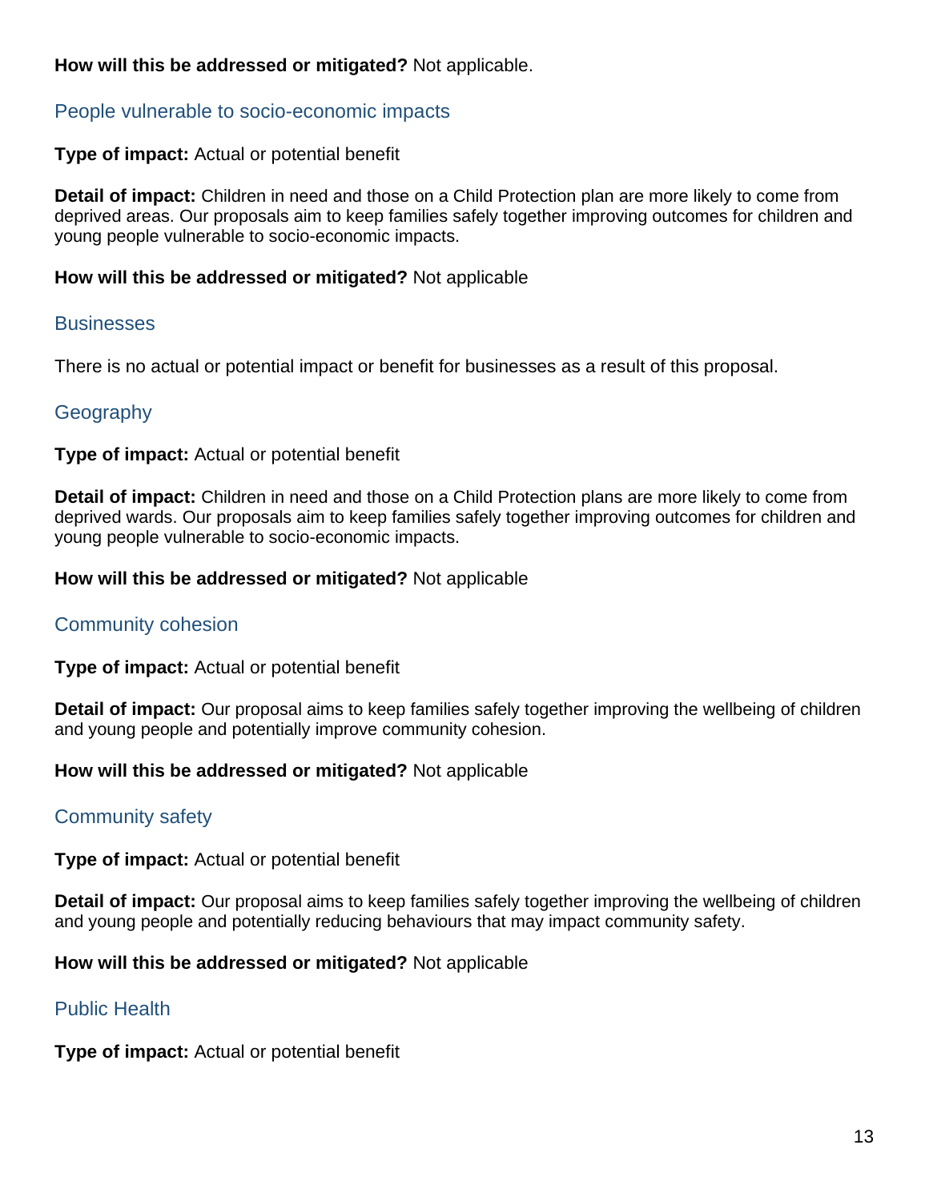**How will this be addressed or mitigated?** Not applicable.

### People vulnerable to socio-economic impacts

**Type of impact:** Actual or potential benefit

**Detail of impact:** Children in need and those on a Child Protection plan are more likely to come from deprived areas. Our proposals aim to keep families safely together improving outcomes for children and young people vulnerable to socio-economic impacts.

**How will this be addressed or mitigated?** Not applicable

### Businesses

There is no actual or potential impact or benefit for businesses as a result of this proposal.

### Geography

**Type of impact:** Actual or potential benefit

**Detail of impact:** Children in need and those on a Child Protection plans are more likely to come from deprived wards. Our proposals aim to keep families safely together improving outcomes for children and young people vulnerable to socio-economic impacts.

**How will this be addressed or mitigated?** Not applicable

### Community cohesion

**Type of impact:** Actual or potential benefit

**Detail of impact:** Our proposal aims to keep families safely together improving the wellbeing of children and young people and potentially improve community cohesion.

**How will this be addressed or mitigated?** Not applicable

### Community safety

**Type of impact:** Actual or potential benefit

**Detail of impact:** Our proposal aims to keep families safely together improving the wellbeing of children and young people and potentially reducing behaviours that may impact community safety.

**How will this be addressed or mitigated?** Not applicable

### Public Health

**Type of impact:** Actual or potential benefit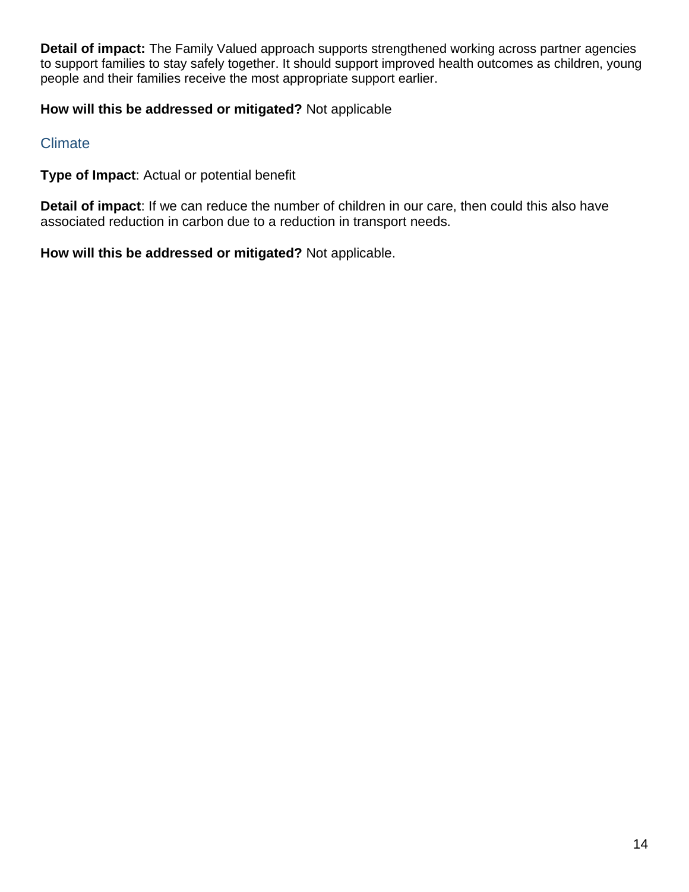**Detail of impact:** The Family Valued approach supports strengthened working across partner agencies to support families to stay safely together. It should support improved health outcomes as children, young people and their families receive the most appropriate support earlier.

**How will this be addressed or mitigated?** Not applicable

## Climate

**Type of Impact**: Actual or potential benefit

**Detail of impact**: If we can reduce the number of children in our care, then could this also have associated reduction in carbon due to a reduction in transport needs.

**How will this be addressed or mitigated?** Not applicable.